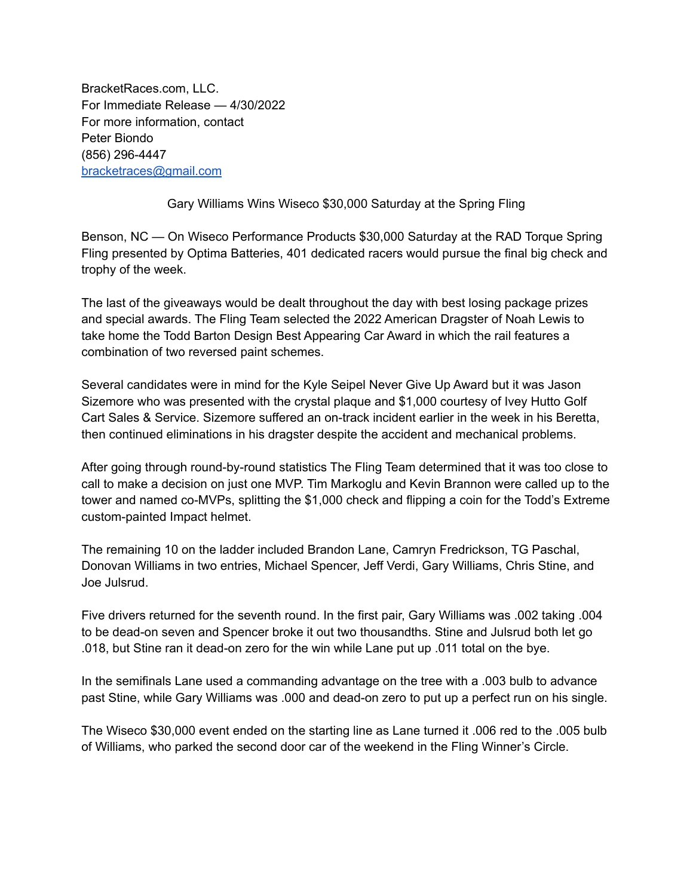BracketRaces.com, LLC.
For Immediate Release — 4/30/2022
For more information, contact
Peter Biondo
(856) 296-4447
[bracketraces@gmail.com](mailto:bracketraces@gmail.com)

## Gary Williams Wins Wiseco $30,000 Saturday at the Spring Fling

Benson, NC — On Wiseco Performance Products $30,000 Saturday at the RAD Torque Spring Fling presented by Optima Batteries, 401 dedicated racers would pursue the final big check and trophy of the week.

The last of the giveaways would be dealt throughout the day with best losing package prizes and special awards. The Fling Team selected the 2022 American Dragster of Noah Lewis to take home the Todd Barton Design Best Appearing Car Award in which the rail features a combination of two reversed paint schemes.

Several candidates were in mind for the Kyle Seipel Never Give Up Award but it was Jason Sizemore who was presented with the crystal plaque and $1,000 courtesy of Ivey Hutto Golf Cart Sales & Service. Sizemore suffered an on-track incident earlier in the week in his Beretta, then continued eliminations in his dragster despite the accident and mechanical problems.

After going through round-by-round statistics The Fling Team determined that it was too close to call to make a decision on just one MVP. Tim Markoglu and Kevin Brannon were called up to the tower and named co-MVPs, splitting the $1,000 check and flipping a coin for the Todd's Extreme custom-painted Impact helmet.

The remaining 10 on the ladder included Brandon Lane, Camryn Fredrickson, TG Paschal, Donovan Williams in two entries, Michael Spencer, Jeff Verdi, Gary Williams, Chris Stine, and Joe Julsrud.

Five drivers returned for the seventh round. In the first pair, Gary Williams was .002 taking .004 to be dead-on seven and Spencer broke it out two thousandths. Stine and Julsrud both let go .018, but Stine ran it dead-on zero for the win while Lane put up .011 total on the bye.

In the semifinals Lane used a commanding advantage on the tree with a .003 bulb to advance past Stine, while Gary Williams was .000 and dead-on zero to put up a perfect run on his single.

The Wiseco $30,000 event ended on the starting line as Lane turned it .006 red to the .005 bulb of Williams, who parked the second door car of the weekend in the Fling Winner's Circle.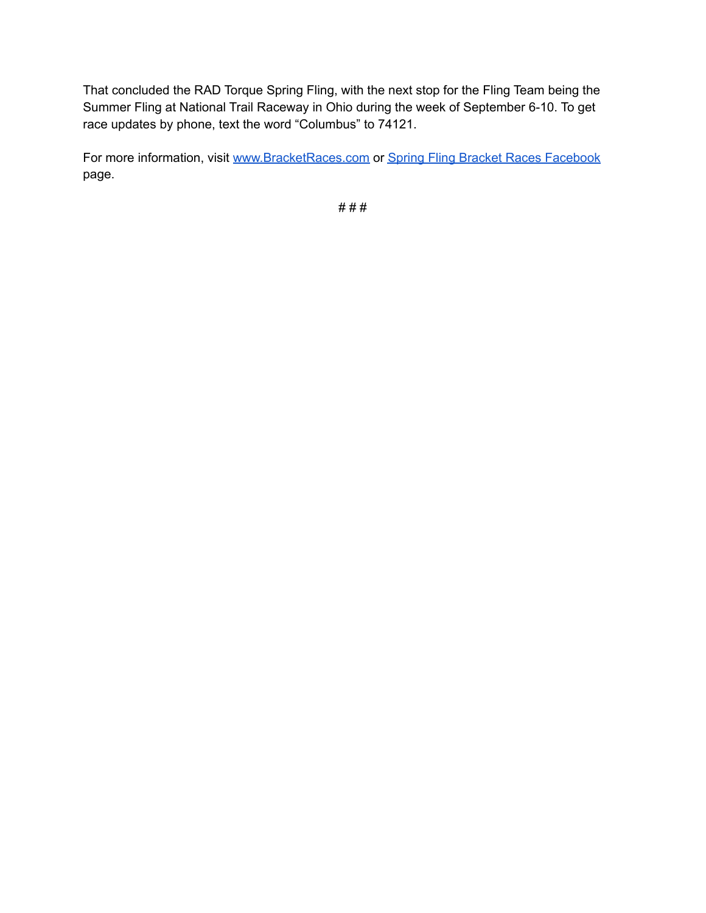That concluded the RAD Torque Spring Fling, with the next stop for the Fling Team being the Summer Fling at National Trail Raceway in Ohio during the week of September 6-10. To get race updates by phone, text the word “Columbus” to 74121.

For more information, visit [www.BracketRaces.com](http://www.BracketRaces.com) or [Spring Fling Bracket Races Facebook](#) page.

# # #